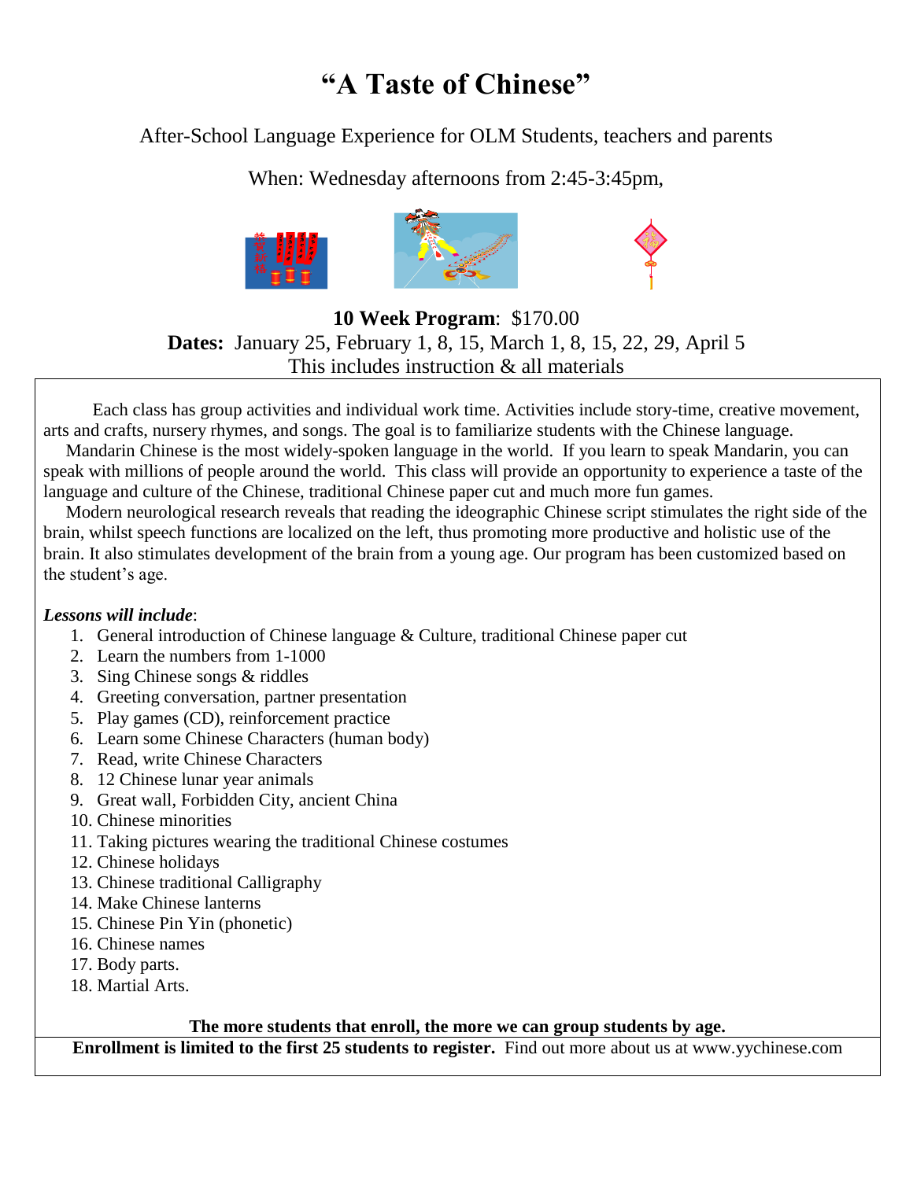# "A Taste of Chinese"

After-School Language Experience for OLM Students, teachers and parents

When: Wednesday afternoons from 2:45-3:45pm,

**10 Week Program**: $170.00
**Dates:** January 25, February 1, 8, 15, March 1, 8, 15, 22, 29, April 5
This includes instruction & all materials

Each class has group activities and individual work time. Activities include story-time, creative movement, arts and crafts, nursery rhymes, and songs. The goal is to familiarize students with the Chinese language.

Mandarin Chinese is the most widely-spoken language in the world. If you learn to speak Mandarin, you can speak with millions of people around the world. This class will provide an opportunity to experience a taste of the language and culture of the Chinese, traditional Chinese paper cut and much more fun games.

Modern neurological research reveals that reading the ideographic Chinese script stimulates the right side of the brain, whilst speech functions are localized on the left, thus promoting more productive and holistic use of the brain. It also stimulates development of the brain from a young age. Our program has been customized based on the student's age.

***Lessons will include***:

1. General introduction of Chinese language & Culture, traditional Chinese paper cut
2. Learn the numbers from 1-1000
3. Sing Chinese songs & riddles
4. Greeting conversation, partner presentation
5. Play games (CD), reinforcement practice
6. Learn some Chinese Characters (human body)
7. Read, write Chinese Characters
8. 12 Chinese lunar year animals
9. Great wall, Forbidden City, ancient China
10. Chinese minorities
11. Taking pictures wearing the traditional Chinese costumes
12. Chinese holidays
13. Chinese traditional Calligraphy
14. Make Chinese lanterns
15. Chinese Pin Yin (phonetic)
16. Chinese names
17. Body parts.
18. Martial Arts.

**The more students that enroll, the more we can group students by age.**

**Enrollment is limited to the first 25 students to register.** Find out more about us at www.yychinese.com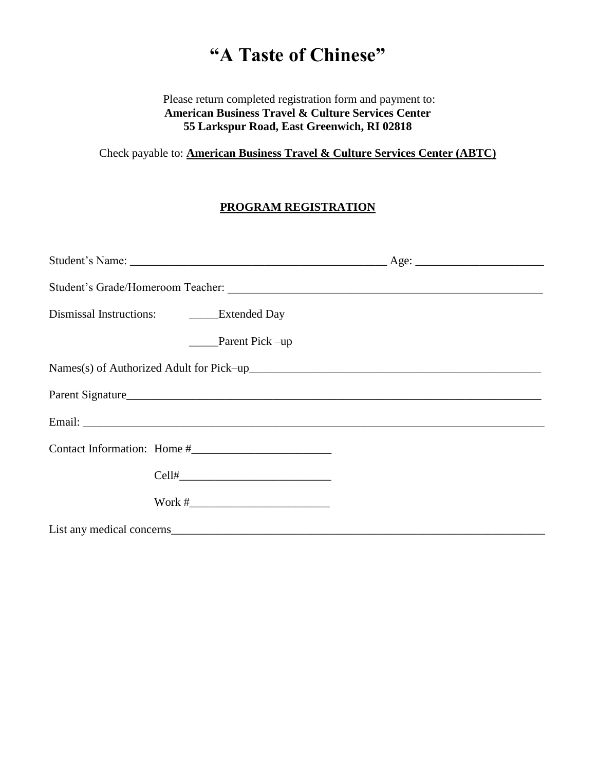# "A Taste of Chinese"

Please return completed registration form and payment to:
**American Business Travel & Culture Services Center**
**55 Larkspur Road, East Greenwich, RI 02818**

Check payable to: **American Business Travel & Culture Services Center (ABTC)**

## PROGRAM REGISTRATION

Student's Name: ____________________________________________ Age: _____________________

Student's Grade/Homeroom Teacher: _______________________________________________________

Dismissal Instructions: _____Extended Day

_____Parent Pick –up

Names(s) of Authorized Adult for Pick–up__________________________________________________

Parent Signature__________________________________________________________________________

Email: _____________________________________________________________________________________

Contact Information: Home #________________________

Cell#__________________________

Work #________________________

List any medical concerns___________________________________________________________________